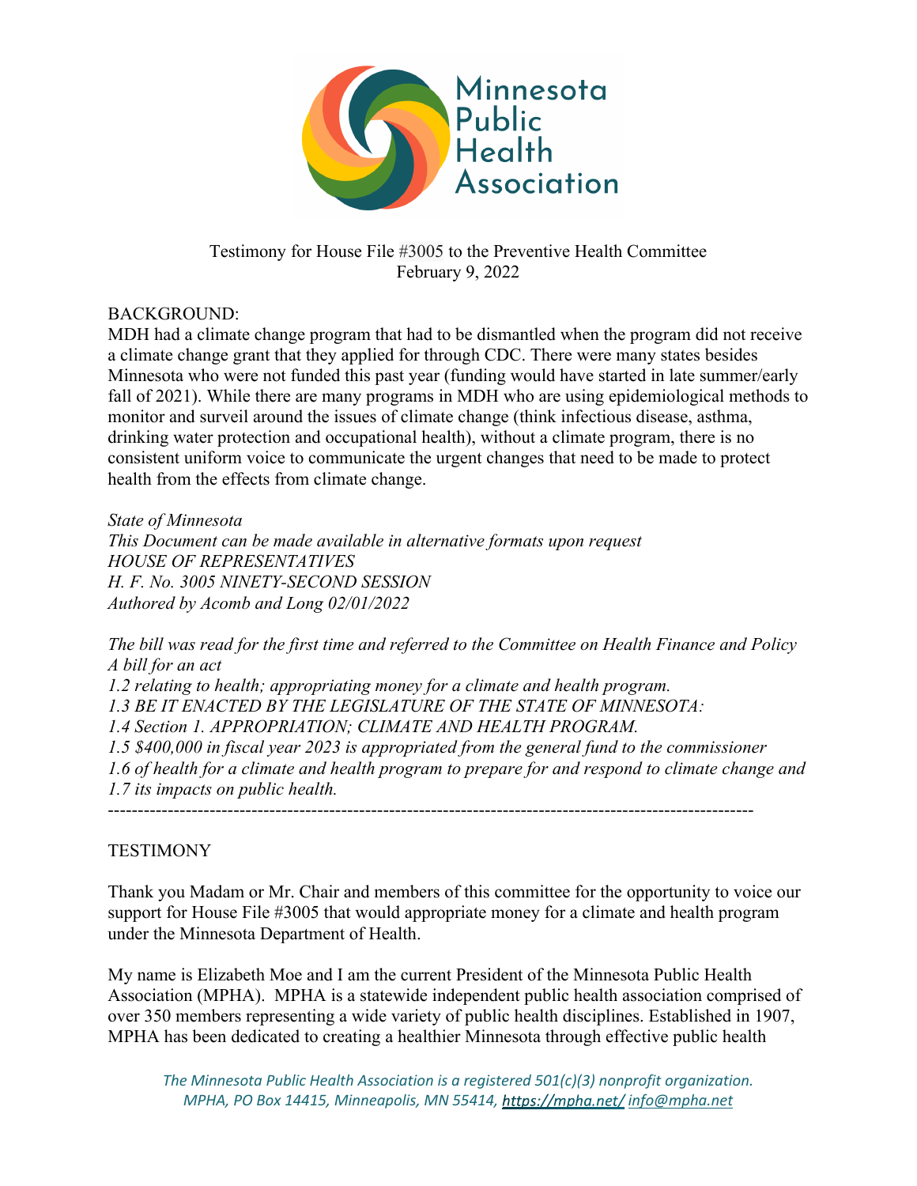Minnesota Public Health Association

Testimony for House File #3005 to the Preventive Health Committee
February 9, 2022

BACKGROUND:
MDH had a climate change program that had to be dismantled when the program did not receive a climate change grant that they applied for through CDC. There were many states besides Minnesota who were not funded this past year (funding would have started in late summer/early fall of 2021). While there are many programs in MDH who are using epidemiological methods to monitor and surveil around the issues of climate change (think infectious disease, asthma, drinking water protection and occupational health), without a climate program, there is no consistent uniform voice to communicate the urgent changes that need to be made to protect health from the effects from climate change.

*State of Minnesota*
*This Document can be made available in alternative formats upon request*
*HOUSE OF REPRESENTATIVES*
*H. F. No. 3005 NINETY-SECOND SESSION*
*Authored by Acomb and Long 02/01/2022*

*The bill was read for the first time and referred to the Committee on Health Finance and Policy*
*A bill for an act*
*1.2 relating to health; appropriating money for a climate and health program.*
*1.3 BE IT ENACTED BY THE LEGISLATURE OF THE STATE OF MINNESOTA:*
*1.4 Section 1. APPROPRIATION; CLIMATE AND HEALTH PROGRAM.*
*1.5 $400,000 in fiscal year 2023 is appropriated from the general fund to the commissioner*
*1.6 of health for a climate and health program to prepare for and respond to climate change and*
*1.7 its impacts on public health.*

-----------------------------------------------------------------------------------------------------------

TESTIMONY

Thank you Madam or Mr. Chair and members of this committee for the opportunity to voice our support for House File #3005 that would appropriate money for a climate and health program under the Minnesota Department of Health.

My name is Elizabeth Moe and I am the current President of the Minnesota Public Health Association (MPHA). MPHA is a statewide independent public health association comprised of over 350 members representing a wide variety of public health disciplines. Established in 1907, MPHA has been dedicated to creating a healthier Minnesota through effective public health

*The Minnesota Public Health Association is a registered 501(c)(3) nonprofit organization.*
*MPHA, PO Box 14415, Minneapolis, MN 55414, https://mpha.net/ info@mpha.net*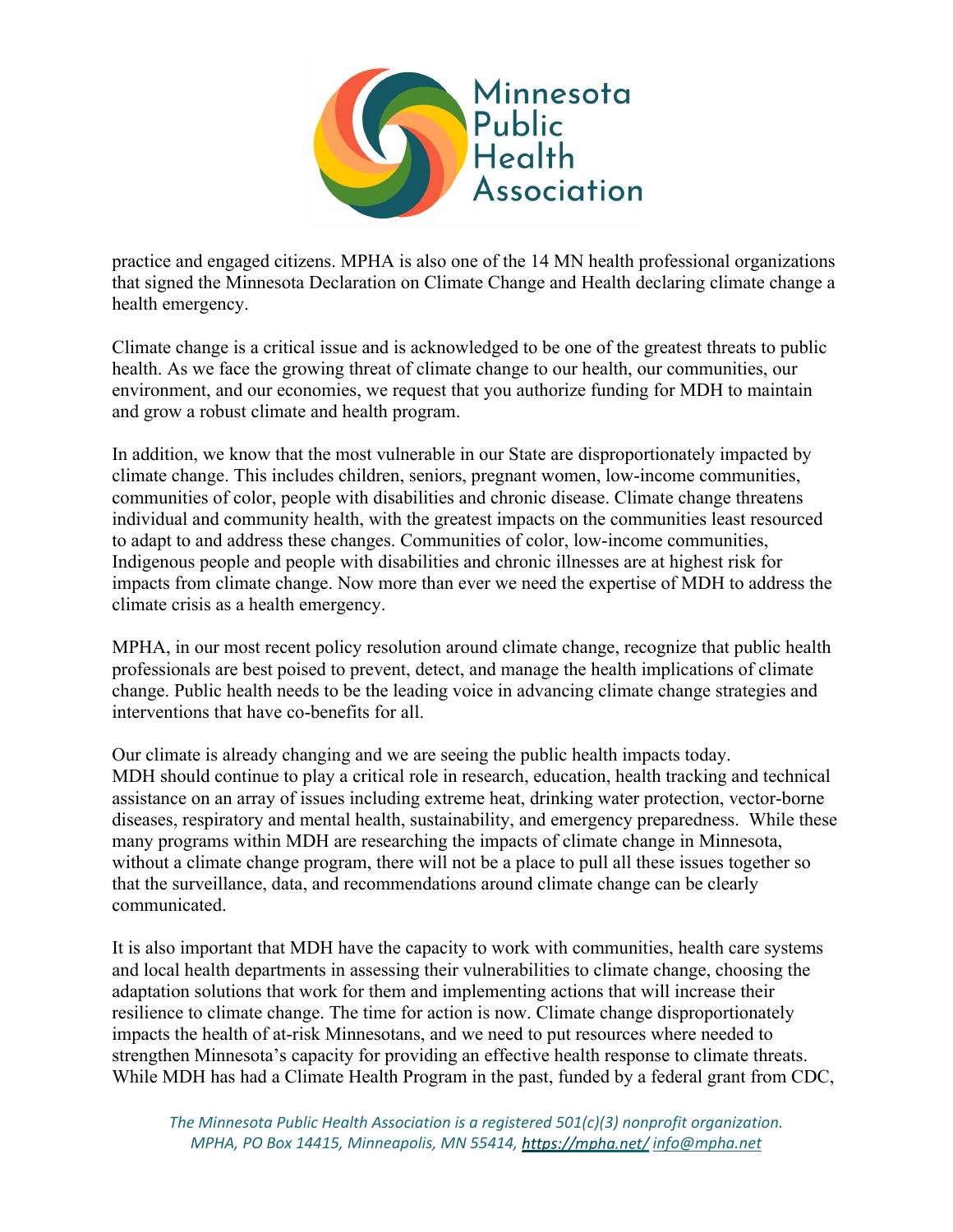practice and engaged citizens. MPHA is also one of the 14 MN health professional organizations that signed the Minnesota Declaration on Climate Change and Health declaring climate change a health emergency.

Climate change is a critical issue and is acknowledged to be one of the greatest threats to public health. As we face the growing threat of climate change to our health, our communities, our environment, and our economies, we request that you authorize funding for MDH to maintain and grow a robust climate and health program.

In addition, we know that the most vulnerable in our State are disproportionately impacted by climate change. This includes children, seniors, pregnant women, low-income communities, communities of color, people with disabilities and chronic disease. Climate change threatens individual and community health, with the greatest impacts on the communities least resourced to adapt to and address these changes. Communities of color, low-income communities, Indigenous people and people with disabilities and chronic illnesses are at highest risk for impacts from climate change. Now more than ever we need the expertise of MDH to address the climate crisis as a health emergency.

MPHA, in our most recent policy resolution around climate change, recognize that public health professionals are best poised to prevent, detect, and manage the health implications of climate change. Public health needs to be the leading voice in advancing climate change strategies and interventions that have co-benefits for all.

Our climate is already changing and we are seeing the public health impacts today. MDH should continue to play a critical role in research, education, health tracking and technical assistance on an array of issues including extreme heat, drinking water protection, vector-borne diseases, respiratory and mental health, sustainability, and emergency preparedness. While these many programs within MDH are researching the impacts of climate change in Minnesota, without a climate change program, there will not be a place to pull all these issues together so that the surveillance, data, and recommendations around climate change can be clearly communicated.

It is also important that MDH have the capacity to work with communities, health care systems and local health departments in assessing their vulnerabilities to climate change, choosing the adaptation solutions that work for them and implementing actions that will increase their resilience to climate change. The time for action is now. Climate change disproportionately impacts the health of at-risk Minnesotans, and we need to put resources where needed to strengthen Minnesota's capacity for providing an effective health response to climate threats. While MDH has had a Climate Health Program in the past, funded by a federal grant from CDC,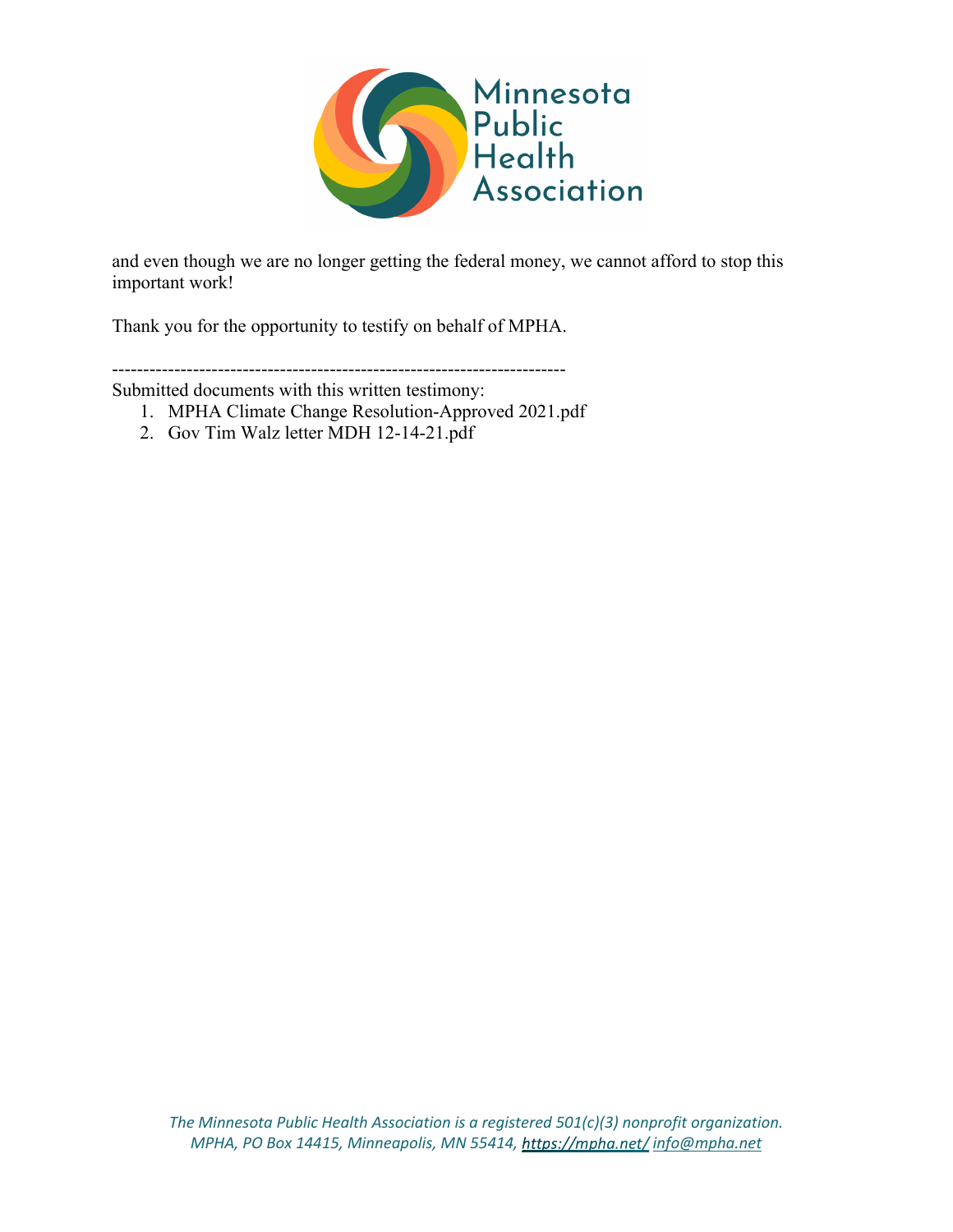and even though we are no longer getting the federal money, we cannot afford to stop this important work!

Thank you for the opportunity to testify on behalf of MPHA.

------------------------------------------------------------------------

Submitted documents with this written testimony:

1. MPHA Climate Change Resolution-Approved 2021.pdf
2. Gov Tim Walz letter MDH 12-14-21.pdf

*The Minnesota Public Health Association is a registered 501(c)(3) nonprofit organization. MPHA, PO Box 14415, Minneapolis, MN 55414, https://mpha.net/ info@mpha.net*